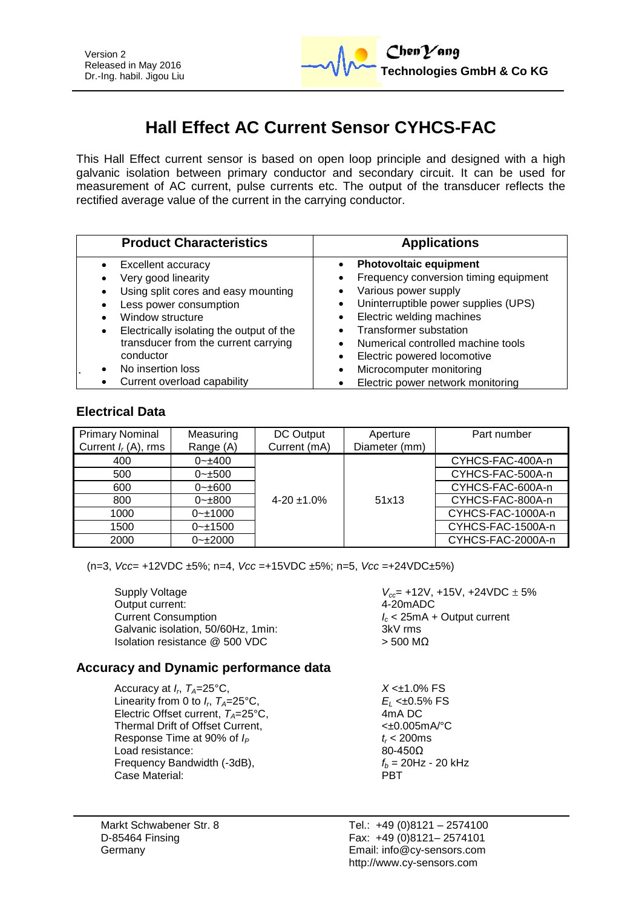Version 2
Released in May 2016
Dr.-Ing. habil. Jigou Liu

**ChenYang Technologies GmbH & Co KG**

# Hall Effect AC Current Sensor CYHCS-FAC

This Hall Effect current sensor is based on open loop principle and designed with a high galvanic isolation between primary conductor and secondary circuit. It can be used for measurement of AC current, pulse currents etc. The output of the transducer reflects the rectified average value of the current in the carrying conductor.

| Product Characteristics | Applications |
|---|---|
| • Excellent accuracy<br>• Very good linearity<br>• Using split cores and easy mounting<br>• Less power consumption<br>• Window structure<br>• Electrically isolating the output of the transducer from the current carrying conductor<br>• No insertion loss<br>• Current overload capability | • **Photovoltaic equipment**<br>• Frequency conversion timing equipment<br>• Various power supply<br>• Uninterruptible power supplies (UPS)<br>• Electric welding machines<br>• Transformer substation<br>• Numerical controlled machine tools<br>• Electric powered locomotive<br>• Microcomputer monitoring<br>• Electric power network monitoring |

## Electrical Data

| Primary Nominal Current $I_r$ (A), rms | Measuring Range (A) | DC Output Current (mA) | Aperture Diameter (mm) | Part number |
|---|---|---|---|---|
| 400 | 0~±400 | 4-20 ±1.0% | 51x13 | CYHCS-FAC-400A-n |
| 500 | 0~±500 | | | CYHCS-FAC-500A-n |
| 600 | 0~±600 | | | CYHCS-FAC-600A-n |
| 800 | 0~±800 | | | CYHCS-FAC-800A-n |
| 1000 | 0~±1000 | | | CYHCS-FAC-1000A-n |
| 1500 | 0~±1500 | | | CYHCS-FAC-1500A-n |
| 2000 | 0~±2000 | | | CYHCS-FAC-2000A-n |

(n=3, *Vcc*= +12VDC ±5%; n=4, *Vcc* =+15VDC ±5%; n=5, *Vcc* =+24VDC±5%)

| | |
|---|---|
| Supply Voltage | $V_{cc}$= +12V, +15V, +24VDC ± 5% |
| Output current: | 4-20mADC |
| Current Consumption | $I_c$ < 25mA + Output current |
| Galvanic isolation, 50/60Hz, 1min: | 3kV rms |
| Isolation resistance @ 500 VDC | > 500 MΩ |

## Accuracy and Dynamic performance data

| | |
|---|---|
| Accuracy at $I_r$, $T_A$=25°C, | $X$ <±1.0% FS |
| Linearity from 0 to $I_r$, $T_A$=25°C, | $E_L$ <±0.5% FS |
| Electric Offset current, $T_A$=25°C, | 4mA DC |
| Thermal Drift of Offset Current, | <±0.005mA/°C |
| Response Time at 90% of $I_P$ | $t_r$ < 200ms |
| Load resistance: | 80-450Ω |
| Frequency Bandwidth (-3dB), | $f_b$ = 20Hz - 20 kHz |
| Case Material: | PBT |

Markt Schwabener Str. 8
D-85464 Finsing
Germany

Tel.: +49 (0)8121 – 2574100
Fax: +49 (0)8121– 2574101
Email: info@cy-sensors.com
http://www.cy-sensors.com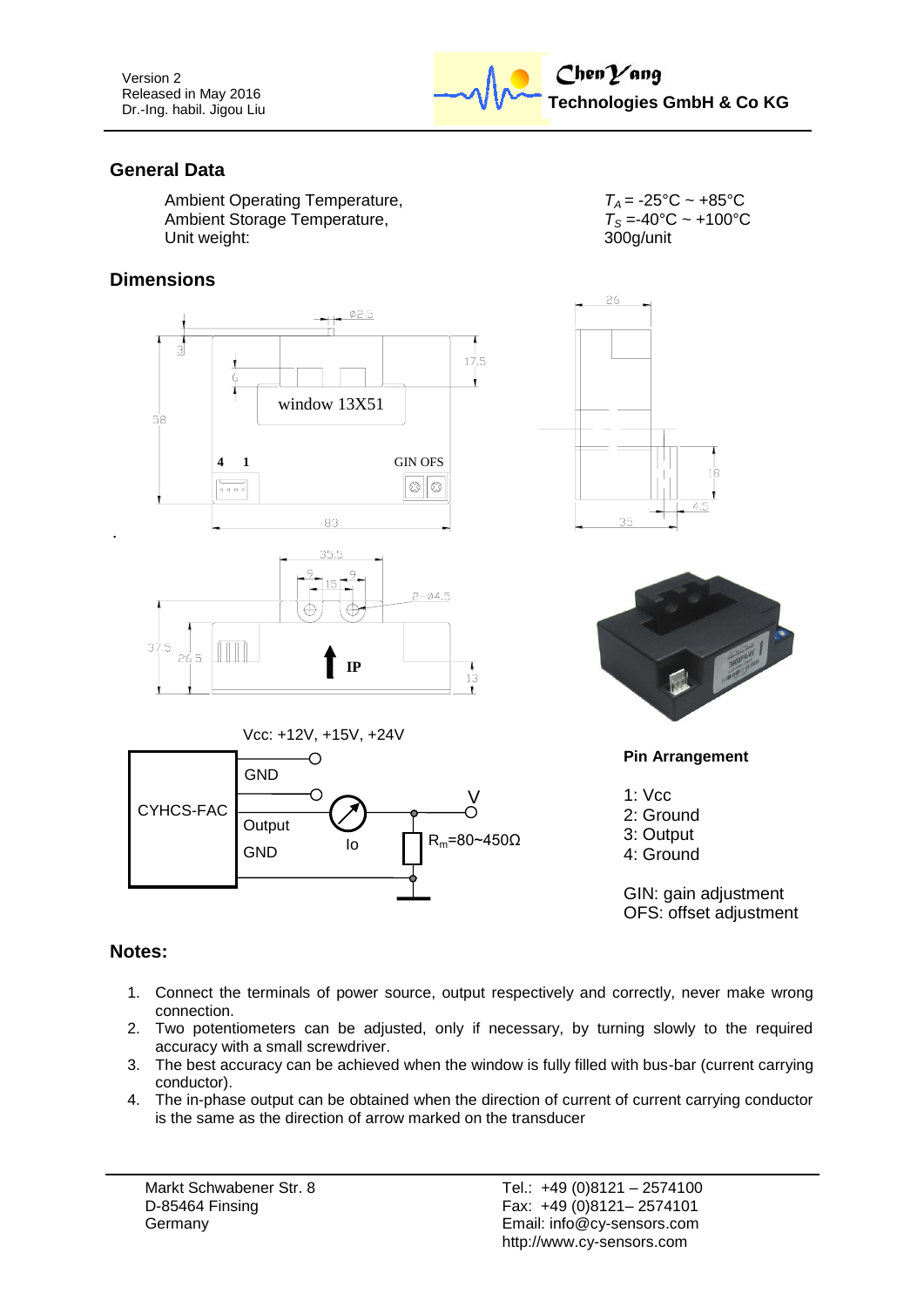## General Data

| | |
|---|---|
| Ambient Operating Temperature, | $T_A$ = -25°C ~ +85°C |
| Ambient Storage Temperature, | $T_S$ =-40°C ~ +100°C |
| Unit weight: | 300g/unit |

## Dimensions

Ø2.5

3

6

17.5

window 13X51

58

4 1

GIN OFS

83

26

18

4.5

35

35.5

9 9

15

2-Ø4.5

37.5

26.5

IP

13

Vcc: +12V, +15V, +24V

CYHCS-FAC

GND

Output

GND

Io

V

$R_m$=80~450Ω

**Pin Arrangement**

1: Vcc
2: Ground
3: Output
4: Ground

GIN: gain adjustment
OFS: offset adjustment

## Notes:

1. Connect the terminals of power source, output respectively and correctly, never make wrong connection.
2. Two potentiometers can be adjusted, only if necessary, by turning slowly to the required accuracy with a small screwdriver.
3. The best accuracy can be achieved when the window is fully filled with bus-bar (current carrying conductor).
4. The in-phase output can be obtained when the direction of current of current carrying conductor is the same as the direction of arrow marked on the transducer